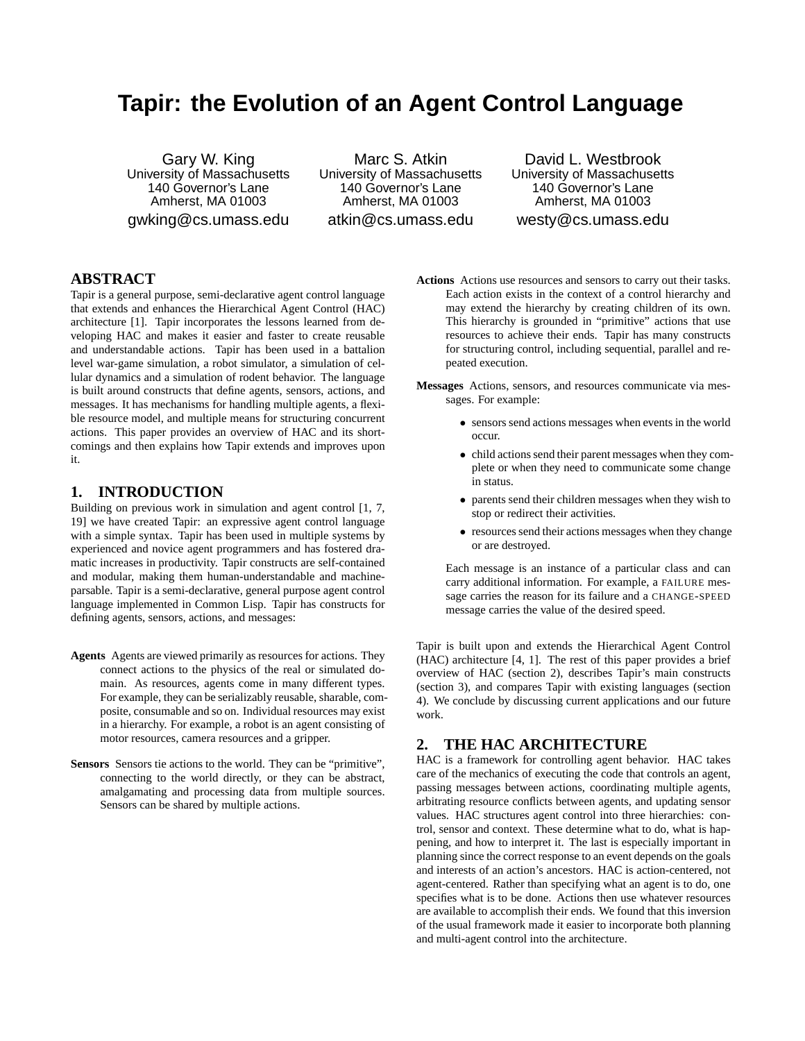# Tapir: the Evolution of an Agent Control Language

Gary W. King
University of Massachusetts
140 Governor's Lane
Amherst, MA 01003
gwking@cs.umass.edu

Marc S. Atkin
University of Massachusetts
140 Governor's Lane
Amherst, MA 01003
atkin@cs.umass.edu

David L. Westbrook
University of Massachusetts
140 Governor's Lane
Amherst, MA 01003
westy@cs.umass.edu

## ABSTRACT

Tapir is a general purpose, semi-declarative agent control language that extends and enhances the Hierarchical Agent Control (HAC) architecture [1]. Tapir incorporates the lessons learned from developing HAC and makes it easier and faster to create reusable and understandable actions. Tapir has been used in a battalion level war-game simulation, a robot simulator, a simulation of cellular dynamics and a simulation of rodent behavior. The language is built around constructs that define agents, sensors, actions, and messages. It has mechanisms for handling multiple agents, a flexible resource model, and multiple means for structuring concurrent actions. This paper provides an overview of HAC and its shortcomings and then explains how Tapir extends and improves upon it.

## 1. INTRODUCTION

Building on previous work in simulation and agent control [1, 7, 19] we have created Tapir: an expressive agent control language with a simple syntax. Tapir has been used in multiple systems by experienced and novice agent programmers and has fostered dramatic increases in productivity. Tapir constructs are self-contained and modular, making them human-understandable and machine-parsable. Tapir is a semi-declarative, general purpose agent control language implemented in Common Lisp. Tapir has constructs for defining agents, sensors, actions, and messages:

**Agents** Agents are viewed primarily as resources for actions. They connect actions to the physics of the real or simulated domain. As resources, agents come in many different types. For example, they can be serializably reusable, sharable, composite, consumable and so on. Individual resources may exist in a hierarchy. For example, a robot is an agent consisting of motor resources, camera resources and a gripper.

**Sensors** Sensors tie actions to the world. They can be "primitive", connecting to the world directly, or they can be abstract, amalgamating and processing data from multiple sources. Sensors can be shared by multiple actions.

**Actions** Actions use resources and sensors to carry out their tasks. Each action exists in the context of a control hierarchy and may extend the hierarchy by creating children of its own. This hierarchy is grounded in "primitive" actions that use resources to achieve their ends. Tapir has many constructs for structuring control, including sequential, parallel and repeated execution.

**Messages** Actions, sensors, and resources communicate via messages. For example:

- sensors send actions messages when events in the world occur.
- child actions send their parent messages when they complete or when they need to communicate some change in status.
- parents send their children messages when they wish to stop or redirect their activities.
- resources send their actions messages when they change or are destroyed.

Each message is an instance of a particular class and can carry additional information. For example, a FAILURE message carries the reason for its failure and a CHANGE-SPEED message carries the value of the desired speed.

Tapir is built upon and extends the Hierarchical Agent Control (HAC) architecture [4, 1]. The rest of this paper provides a brief overview of HAC (section 2), describes Tapir's main constructs (section 3), and compares Tapir with existing languages (section 4). We conclude by discussing current applications and our future work.

## 2. THE HAC ARCHITECTURE

HAC is a framework for controlling agent behavior. HAC takes care of the mechanics of executing the code that controls an agent, passing messages between actions, coordinating multiple agents, arbitrating resource conflicts between agents, and updating sensor values. HAC structures agent control into three hierarchies: control, sensor and context. These determine what to do, what is happening, and how to interpret it. The last is especially important in planning since the correct response to an event depends on the goals and interests of an action's ancestors. HAC is action-centered, not agent-centered. Rather than specifying what an agent is to do, one specifies what is to be done. Actions then use whatever resources are available to accomplish their ends. We found that this inversion of the usual framework made it easier to incorporate both planning and multi-agent control into the architecture.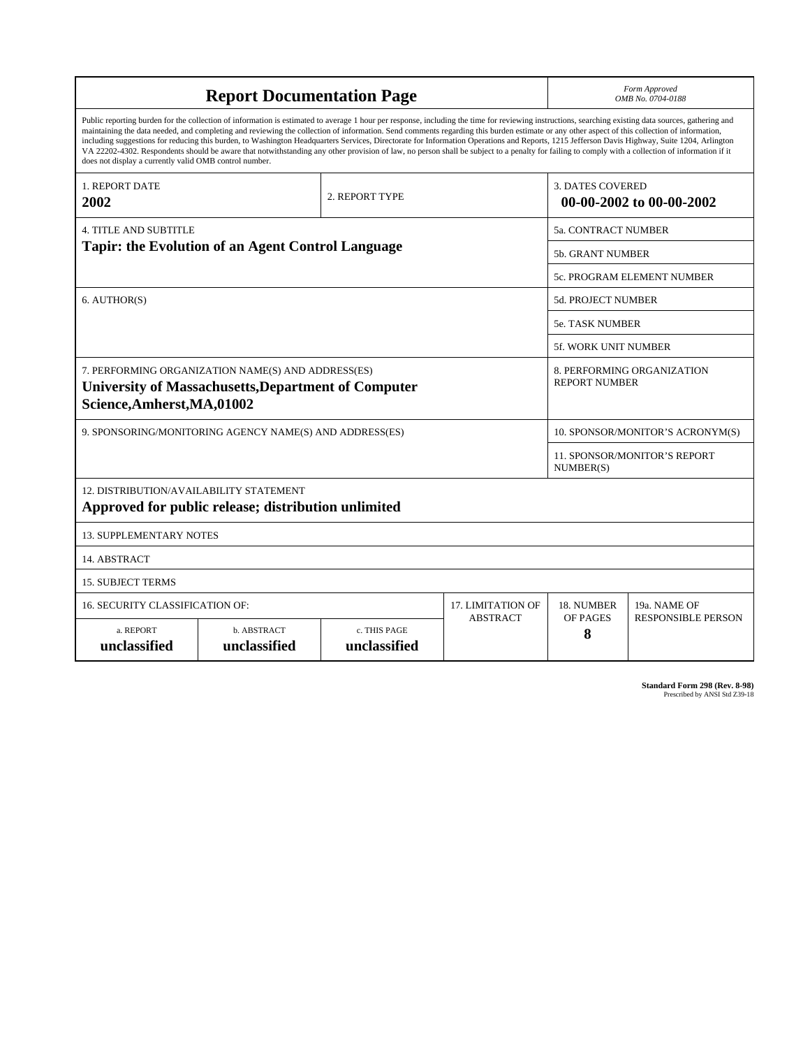# Report Documentation Page

*Form Approved*
*OMB No. 0704-0188*

Public reporting burden for the collection of information is estimated to average 1 hour per response, including the time for reviewing instructions, searching existing data sources, gathering and maintaining the data needed, and completing and reviewing the collection of information. Send comments regarding this burden estimate or any other aspect of this collection of information, including suggestions for reducing this burden, to Washington Headquarters Services, Directorate for Information Operations and Reports, 1215 Jefferson Davis Highway, Suite 1204, Arlington VA 22202-4302. Respondents should be aware that notwithstanding any other provision of law, no person shall be subject to a penalty for failing to comply with a collection of information if it does not display a currently valid OMB control number.

| 1. REPORT DATE | 2. REPORT TYPE | 3. DATES COVERED |
|---|---|---|
| **2002** | | **00-00-2002 to 00-00-2002** |

| 4. TITLE AND SUBTITLE | |
|---|---|
| **Tapir: the Evolution of an Agent Control Language** | 5a. CONTRACT NUMBER |
| | 5b. GRANT NUMBER |
| | 5c. PROGRAM ELEMENT NUMBER |
| 6. AUTHOR(S) | 5d. PROJECT NUMBER |
| | 5e. TASK NUMBER |
| | 5f. WORK UNIT NUMBER |
| 7. PERFORMING ORGANIZATION NAME(S) AND ADDRESS(ES) **University of Massachusetts,Department of Computer Science,Amherst,MA,01002** | 8. PERFORMING ORGANIZATION REPORT NUMBER |
| 9. SPONSORING/MONITORING AGENCY NAME(S) AND ADDRESS(ES) | 10. SPONSOR/MONITOR'S ACRONYM(S) |
| | 11. SPONSOR/MONITOR'S REPORT NUMBER(S) |

12. DISTRIBUTION/AVAILABILITY STATEMENT
**Approved for public release; distribution unlimited**

13. SUPPLEMENTARY NOTES

14. ABSTRACT

15. SUBJECT TERMS

| 16. SECURITY CLASSIFICATION OF: | | | 17. LIMITATION OF ABSTRACT | 18. NUMBER OF PAGES | 19a. NAME OF RESPONSIBLE PERSON |
|---|---|---|---|---|---|
| a. REPORT **unclassified** | b. ABSTRACT **unclassified** | c. THIS PAGE **unclassified** | | **8** | |

**Standard Form 298 (Rev. 8-98)**
Prescribed by ANSI Std Z39-18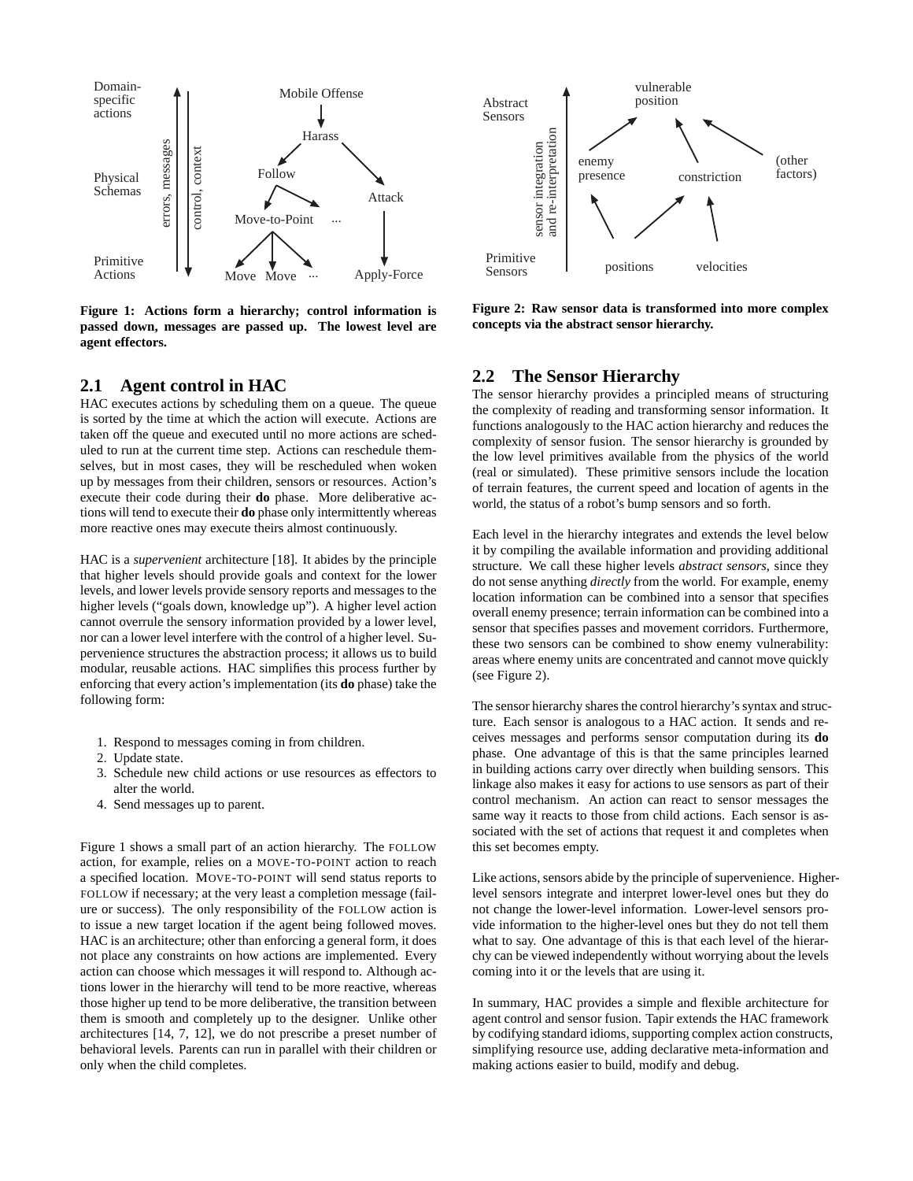Figure 1: Actions form a hierarchy; control information is passed down, messages are passed up. The lowest level are agent effectors.

## 2.1 Agent control in HAC

HAC executes actions by scheduling them on a queue. The queue is sorted by the time at which the action will execute. Actions are taken off the queue and executed until no more actions are scheduled to run at the current time step. Actions can reschedule themselves, but in most cases, they will be rescheduled when woken up by messages from their children, sensors or resources. Action's execute their code during their **do** phase. More deliberative actions will tend to execute their **do** phase only intermittently whereas more reactive ones may execute theirs almost continuously.

HAC is a *supervenient* architecture [18]. It abides by the principle that higher levels should provide goals and context for the lower levels, and lower levels provide sensory reports and messages to the higher levels ("goals down, knowledge up"). A higher level action cannot overrule the sensory information provided by a lower level, nor can a lower level interfere with the control of a higher level. Supervenience structures the abstraction process; it allows us to build modular, reusable actions. HAC simplifies this process further by enforcing that every action's implementation (its **do** phase) take the following form:

1. Respond to messages coming in from children.
2. Update state.
3. Schedule new child actions or use resources as effectors to alter the world.
4. Send messages up to parent.

Figure 1 shows a small part of an action hierarchy. The FOLLOW action, for example, relies on a MOVE-TO-POINT action to reach a specified location. MOVE-TO-POINT will send status reports to FOLLOW if necessary; at the very least a completion message (failure or success). The only responsibility of the FOLLOW action is to issue a new target location if the agent being followed moves. HAC is an architecture; other than enforcing a general form, it does not place any constraints on how actions are implemented. Every action can choose which messages it will respond to. Although actions lower in the hierarchy will tend to be more reactive, whereas those higher up tend to be more deliberative, the transition between them is smooth and completely up to the designer. Unlike other architectures [14, 7, 12], we do not prescribe a preset number of behavioral levels. Parents can run in parallel with their children or only when the child completes.

Figure 2: Raw sensor data is transformed into more complex concepts via the abstract sensor hierarchy.

## 2.2 The Sensor Hierarchy

The sensor hierarchy provides a principled means of structuring the complexity of reading and transforming sensor information. It functions analogously to the HAC action hierarchy and reduces the complexity of sensor fusion. The sensor hierarchy is grounded by the low level primitives available from the physics of the world (real or simulated). These primitive sensors include the location of terrain features, the current speed and location of agents in the world, the status of a robot's bump sensors and so forth.

Each level in the hierarchy integrates and extends the level below it by compiling the available information and providing additional structure. We call these higher levels *abstract sensors*, since they do not sense anything *directly* from the world. For example, enemy location information can be combined into a sensor that specifies overall enemy presence; terrain information can be combined into a sensor that specifies passes and movement corridors. Furthermore, these two sensors can be combined to show enemy vulnerability: areas where enemy units are concentrated and cannot move quickly (see Figure 2).

The sensor hierarchy shares the control hierarchy's syntax and structure. Each sensor is analogous to a HAC action. It sends and receives messages and performs sensor computation during its **do** phase. One advantage of this is that the same principles learned in building actions carry over directly when building sensors. This linkage also makes it easy for actions to use sensors as part of their control mechanism. An action can react to sensor messages the same way it reacts to those from child actions. Each sensor is associated with the set of actions that request it and completes when this set becomes empty.

Like actions, sensors abide by the principle of supervenience. Higher-level sensors integrate and interpret lower-level ones but they do not change the lower-level information. Lower-level sensors provide information to the higher-level ones but they do not tell them what to say. One advantage of this is that each level of the hierarchy can be viewed independently without worrying about the levels coming into it or the levels that are using it.

In summary, HAC provides a simple and flexible architecture for agent control and sensor fusion. Tapir extends the HAC framework by codifying standard idioms, supporting complex action constructs, simplifying resource use, adding declarative meta-information and making actions easier to build, modify and debug.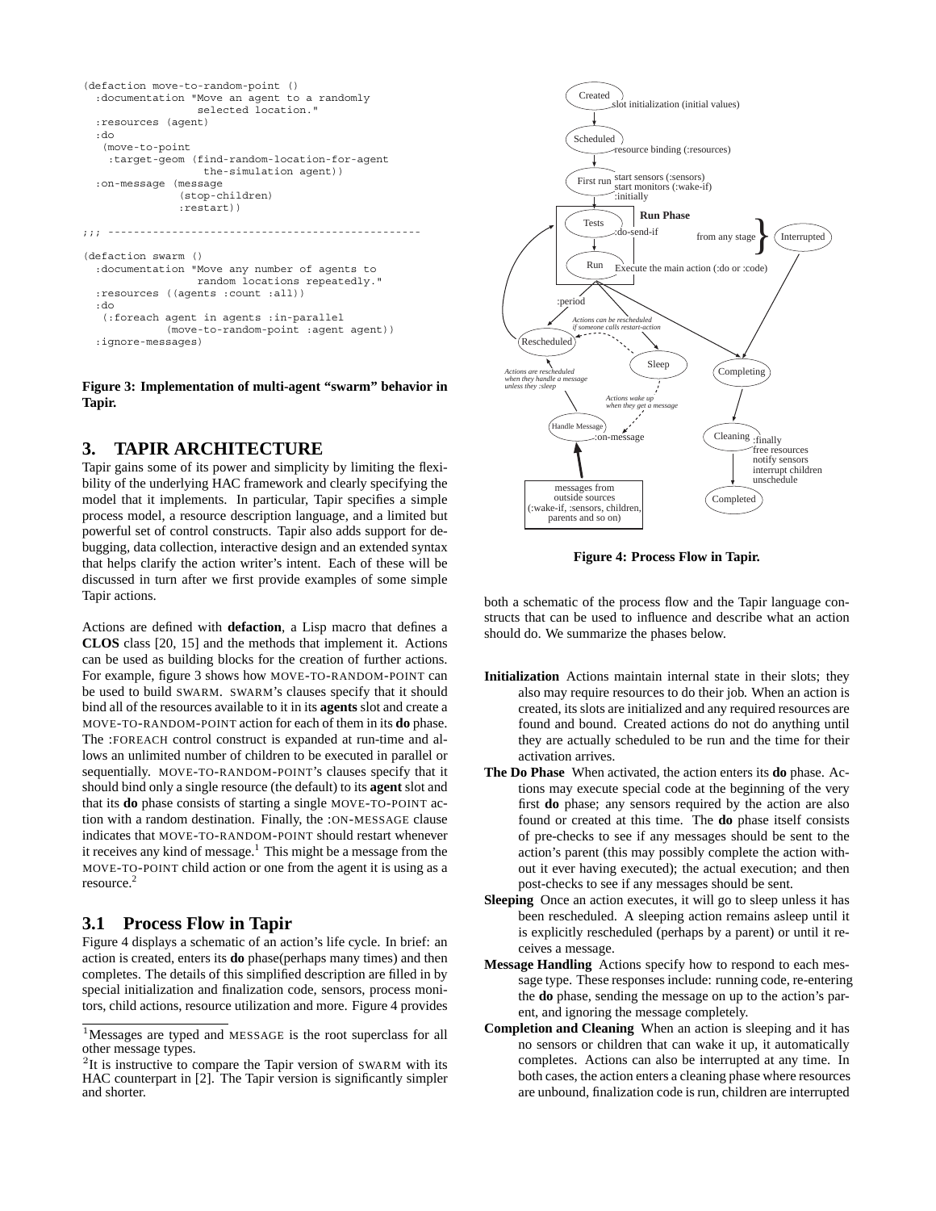```
(defaction move-to-random-point ()
  :documentation "Move an agent to a randomly
                  selected location."
  :resources (agent)
  :do
   (move-to-point
    :target-geom (find-random-location-for-agent
                   the-simulation agent))
  :on-message (message
               (stop-children)
               :restart))

;;; ------------------------------------------------

(defaction swarm ()
  :documentation "Move any number of agents to
                  random locations repeatedly."
  :resources ((agents :count :all))
  :do
   (:foreach agent in agents :in-parallel
             (move-to-random-point :agent agent))
  :ignore-messages)
```

**Figure 3: Implementation of multi-agent "swarm" behavior in Tapir.**

## 3. TAPIR ARCHITECTURE

Tapir gains some of its power and simplicity by limiting the flexibility of the underlying HAC framework and clearly specifying the model that it implements. In particular, Tapir specifies a simple process model, a resource description language, and a limited but powerful set of control constructs. Tapir also adds support for debugging, data collection, interactive design and an extended syntax that helps clarify the action writer's intent. Each of these will be discussed in turn after we first provide examples of some simple Tapir actions.

Actions are defined with **defaction**, a Lisp macro that defines a **CLOS** class [20, 15] and the methods that implement it. Actions can be used as building blocks for the creation of further actions. For example, figure 3 shows how MOVE-TO-RANDOM-POINT can be used to build SWARM. SWARM's clauses specify that it should bind all of the resources available to it in its **agents** slot and create a MOVE-TO-RANDOM-POINT action for each of them in its **do** phase. The :FOREACH control construct is expanded at run-time and allows an unlimited number of children to be executed in parallel or sequentially. MOVE-TO-RANDOM-POINT's clauses specify that it should bind only a single resource (the default) to its **agent** slot and that its **do** phase consists of starting a single MOVE-TO-POINT action with a random destination. Finally, the :ON-MESSAGE clause indicates that MOVE-TO-RANDOM-POINT should restart whenever it receives any kind of message.[1] This might be a message from the MOVE-TO-POINT child action or one from the agent it is using as a resource.[2]

### 3.1 Process Flow in Tapir

Figure 4 displays a schematic of an action's life cycle. In brief: an action is created, enters its **do** phase(perhaps many times) and then completes. The details of this simplified description are filled in by special initialization and finalization code, sensors, process monitors, child actions, resource utilization and more. Figure 4 provides both a schematic of the process flow and the Tapir language constructs that can be used to influence and describe what an action should do. We summarize the phases below.

**Figure 4: Process Flow in Tapir.**

- **Initialization** Actions maintain internal state in their slots; they also may require resources to do their job. When an action is created, its slots are initialized and any required resources are found and bound. Created actions do not do anything until they are actually scheduled to be run and the time for their activation arrives.
- **The Do Phase** When activated, the action enters its **do** phase. Actions may execute special code at the beginning of the very first **do** phase; any sensors required by the action are also found or created at this time. The **do** phase itself consists of pre-checks to see if any messages should be sent to the action's parent (this may possibly complete the action without it ever having executed); the actual execution; and then post-checks to see if any messages should be sent.
- **Sleeping** Once an action executes, it will go to sleep unless it has been rescheduled. A sleeping action remains asleep until it is explicitly rescheduled (perhaps by a parent) or until it receives a message.
- **Message Handling** Actions specify how to respond to each message type. These responses include: running code, re-entering the **do** phase, sending the message on up to the action's parent, and ignoring the message completely.
- **Completion and Cleaning** When an action is sleeping and it has no sensors or children that can wake it up, it automatically completes. Actions can also be interrupted at any time. In both cases, the action enters a cleaning phase where resources are unbound, finalization code is run, children are interrupted

[1] Messages are typed and MESSAGE is the root superclass for all other message types.

[2] It is instructive to compare the Tapir version of SWARM with its HAC counterpart in [2]. The Tapir version is significantly simpler and shorter.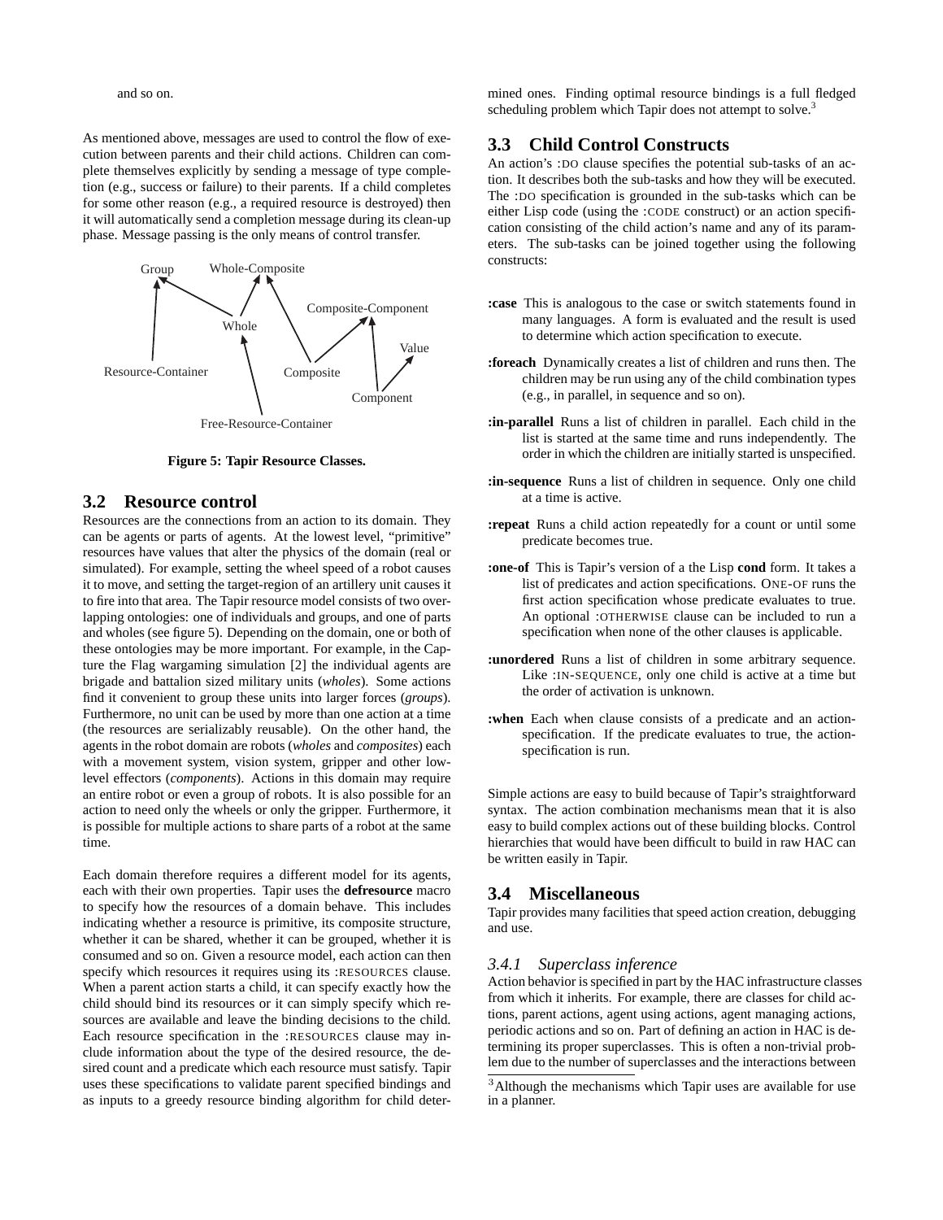and so on.

As mentioned above, messages are used to control the flow of execution between parents and their child actions. Children can complete themselves explicitly by sending a message of type completion (e.g., success or failure) to their parents. If a child completes for some other reason (e.g., a required resource is destroyed) then it will automatically send a completion message during its clean-up phase. Message passing is the only means of control transfer.

Group, Whole-Composite, Composite-Component, Whole, Value, Resource-Container, Composite, Component, Free-Resource-Container

**Figure 5: Tapir Resource Classes.**

## 3.2 Resource control

Resources are the connections from an action to its domain. They can be agents or parts of agents. At the lowest level, "primitive" resources have values that alter the physics of the domain (real or simulated). For example, setting the wheel speed of a robot causes it to move, and setting the target-region of an artillery unit causes it to fire into that area. The Tapir resource model consists of two overlapping ontologies: one of individuals and groups, and one of parts and wholes (see figure 5). Depending on the domain, one or both of these ontologies may be more important. For example, in the Capture the Flag wargaming simulation [2] the individual agents are brigade and battalion sized military units (*wholes*). Some actions find it convenient to group these units into larger forces (*groups*). Furthermore, no unit can be used by more than one action at a time (the resources are serializably reusable). On the other hand, the agents in the robot domain are robots (*wholes* and *composites*) each with a movement system, vision system, gripper and other low-level effectors (*components*). Actions in this domain may require an entire robot or even a group of robots. It is also possible for an action to need only the wheels or only the gripper. Furthermore, it is possible for multiple actions to share parts of a robot at the same time.

Each domain therefore requires a different model for its agents, each with their own properties. Tapir uses the **defresource** macro to specify how the resources of a domain behave. This includes indicating whether a resource is primitive, its composite structure, whether it can be shared, whether it can be grouped, whether it is consumed and so on. Given a resource model, each action can then specify which resources it requires using its :RESOURCES clause. When a parent action starts a child, it can specify exactly how the child should bind its resources or it can simply specify which resources are available and leave the binding decisions to the child. Each resource specification in the :RESOURCES clause may include information about the type of the desired resource, the desired count and a predicate which each resource must satisfy. Tapir uses these specifications to validate parent specified bindings and as inputs to a greedy resource binding algorithm for child determined ones. Finding optimal resource bindings is a full fledged scheduling problem which Tapir does not attempt to solve.[3]

## 3.3 Child Control Constructs

An action's :DO clause specifies the potential sub-tasks of an action. It describes both the sub-tasks and how they will be executed. The :DO specification is grounded in the sub-tasks which can be either Lisp code (using the :CODE construct) or an action specification consisting of the child action's name and any of its parameters. The sub-tasks can be joined together using the following constructs:

- **:case** This is analogous to the case or switch statements found in many languages. A form is evaluated and the result is used to determine which action specification to execute.
- **:foreach** Dynamically creates a list of children and runs then. The children may be run using any of the child combination types (e.g., in parallel, in sequence and so on).
- **:in-parallel** Runs a list of children in parallel. Each child in the list is started at the same time and runs independently. The order in which the children are initially started is unspecified.
- **:in-sequence** Runs a list of children in sequence. Only one child at a time is active.
- **:repeat** Runs a child action repeatedly for a count or until some predicate becomes true.
- **:one-of** This is Tapir's version of a the Lisp **cond** form. It takes a list of predicates and action specifications. ONE-OF runs the first action specification whose predicate evaluates to true. An optional :OTHERWISE clause can be included to run a specification when none of the other clauses is applicable.
- **:unordered** Runs a list of children in some arbitrary sequence. Like :IN-SEQUENCE, only one child is active at a time but the order of activation is unknown.
- **:when** Each when clause consists of a predicate and an action-specification. If the predicate evaluates to true, the action-specification is run.

Simple actions are easy to build because of Tapir's straightforward syntax. The action combination mechanisms mean that it is also easy to build complex actions out of these building blocks. Control hierarchies that would have been difficult to build in raw HAC can be written easily in Tapir.

## 3.4 Miscellaneous

Tapir provides many facilities that speed action creation, debugging and use.

### 3.4.1 *Superclass inference*

Action behavior is specified in part by the HAC infrastructure classes from which it inherits. For example, there are classes for child actions, parent actions, agent using actions, agent managing actions, periodic actions and so on. Part of defining an action in HAC is determining its proper superclasses. This is often a non-trivial problem due to the number of superclasses and the interactions between

[3] Although the mechanisms which Tapir uses are available for use in a planner.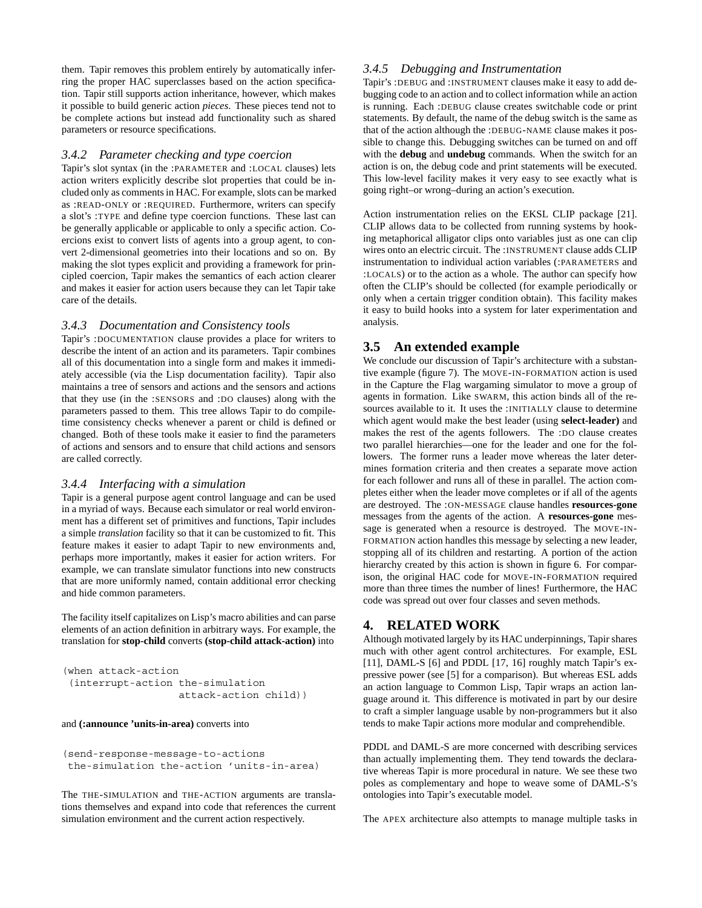them. Tapir removes this problem entirely by automatically inferring the proper HAC superclasses based on the action specification. Tapir still supports action inheritance, however, which makes it possible to build generic action *pieces*. These pieces tend not to be complete actions but instead add functionality such as shared parameters or resource specifications.

### 3.4.2 Parameter checking and type coercion

Tapir's slot syntax (in the :PARAMETER and :LOCAL clauses) lets action writers explicitly describe slot properties that could be included only as comments in HAC. For example, slots can be marked as :READ-ONLY or :REQUIRED. Furthermore, writers can specify a slot's :TYPE and define type coercion functions. These last can be generally applicable or applicable to only a specific action. Coercions exist to convert lists of agents into a group agent, to convert 2-dimensional geometries into their locations and so on. By making the slot types explicit and providing a framework for principled coercion, Tapir makes the semantics of each action clearer and makes it easier for action users because they can let Tapir take care of the details.

### 3.4.3 Documentation and Consistency tools

Tapir's :DOCUMENTATION clause provides a place for writers to describe the intent of an action and its parameters. Tapir combines all of this documentation into a single form and makes it immediately accessible (via the Lisp documentation facility). Tapir also maintains a tree of sensors and actions and the sensors and actions that they use (in the :SENSORS and :DO clauses) along with the parameters passed to them. This tree allows Tapir to do compile-time consistency checks whenever a parent or child is defined or changed. Both of these tools make it easier to find the parameters of actions and sensors and to ensure that child actions and sensors are called correctly.

### 3.4.4 Interfacing with a simulation

Tapir is a general purpose agent control language and can be used in a myriad of ways. Because each simulator or real world environment has a different set of primitives and functions, Tapir includes a simple *translation* facility so that it can be customized to fit. This feature makes it easier to adapt Tapir to new environments and, perhaps more importantly, makes it easier for action writers. For example, we can translate simulator functions into new constructs that are more uniformly named, contain additional error checking and hide common parameters.

The facility itself capitalizes on Lisp's macro abilities and can parse elements of an action definition in arbitrary ways. For example, the translation for **stop-child** converts **(stop-child attack-action)** into

```
(when attack-action
 (interrupt-action the-simulation
                   attack-action child))
```

and **(:announce 'units-in-area)** converts into

```
(send-response-message-to-actions
 the-simulation the-action 'units-in-area)
```

The THE-SIMULATION and THE-ACTION arguments are translations themselves and expand into code that references the current simulation environment and the current action respectively.

### 3.4.5 Debugging and Instrumentation

Tapir's :DEBUG and :INSTRUMENT clauses make it easy to add debugging code to an action and to collect information while an action is running. Each :DEBUG clause creates switchable code or print statements. By default, the name of the debug switch is the same as that of the action although the :DEBUG-NAME clause makes it possible to change this. Debugging switches can be turned on and off with the **debug** and **undebug** commands. When the switch for an action is on, the debug code and print statements will be executed. This low-level facility makes it very easy to see exactly what is going right–or wrong–during an action's execution.

Action instrumentation relies on the EKSL CLIP package [21]. CLIP allows data to be collected from running systems by hooking metaphorical alligator clips onto variables just as one can clip wires onto an electric circuit. The :INSTRUMENT clause adds CLIP instrumentation to individual action variables (:PARAMETERS and :LOCALS) or to the action as a whole. The author can specify how often the CLIP's should be collected (for example periodically or only when a certain trigger condition obtain). This facility makes it easy to build hooks into a system for later experimentation and analysis.

## 3.5 An extended example

We conclude our discussion of Tapir's architecture with a substantive example (figure 7). The MOVE-IN-FORMATION action is used in the Capture the Flag wargaming simulator to move a group of agents in formation. Like SWARM, this action binds all of the resources available to it. It uses the :INITIALLY clause to determine which agent would make the best leader (using **select-leader)** and makes the rest of the agents followers. The :DO clause creates two parallel hierarchies—one for the leader and one for the followers. The former runs a leader move whereas the later determines formation criteria and then creates a separate move action for each follower and runs all of these in parallel. The action completes either when the leader move completes or if all of the agents are destroyed. The :ON-MESSAGE clause handles **resources-gone** messages from the agents of the action. A **resources-gone** message is generated when a resource is destroyed. The MOVE-IN-FORMATION action handles this message by selecting a new leader, stopping all of its children and restarting. A portion of the action hierarchy created by this action is shown in figure 6. For comparison, the original HAC code for MOVE-IN-FORMATION required more than three times the number of lines! Furthermore, the HAC code was spread out over four classes and seven methods.

## 4. RELATED WORK

Although motivated largely by its HAC underpinnings, Tapir shares much with other agent control architectures. For example, ESL [11], DAML-S [6] and PDDL [17, 16] roughly match Tapir's expressive power (see [5] for a comparison). But whereas ESL adds an action language to Common Lisp, Tapir wraps an action language around it. This difference is motivated in part by our desire to craft a simpler language usable by non-programmers but it also tends to make Tapir actions more modular and comprehendible.

PDDL and DAML-S are more concerned with describing services than actually implementing them. They tend towards the declarative whereas Tapir is more procedural in nature. We see these two poles as complementary and hope to weave some of DAML-S's ontologies into Tapir's executable model.

The APEX architecture also attempts to manage multiple tasks in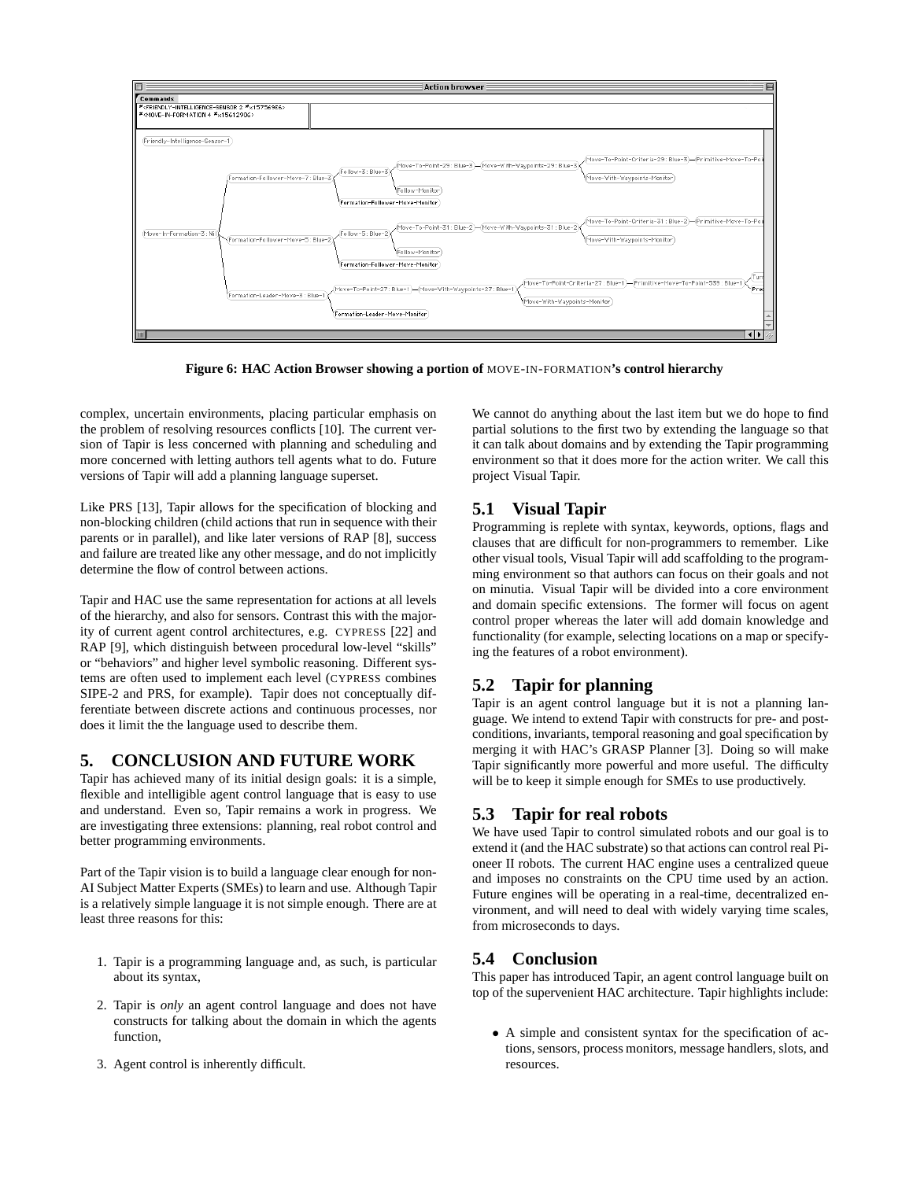**Figure 6: HAC Action Browser showing a portion of MOVE-IN-FORMATION's control hierarchy**

complex, uncertain environments, placing particular emphasis on the problem of resolving resources conflicts [10]. The current version of Tapir is less concerned with planning and scheduling and more concerned with letting authors tell agents what to do. Future versions of Tapir will add a planning language superset.

Like PRS [13], Tapir allows for the specification of blocking and non-blocking children (child actions that run in sequence with their parents or in parallel), and like later versions of RAP [8], success and failure are treated like any other message, and do not implicitly determine the flow of control between actions.

Tapir and HAC use the same representation for actions at all levels of the hierarchy, and also for sensors. Contrast this with the majority of current agent control architectures, e.g. CYPRESS [22] and RAP [9], which distinguish between procedural low-level "skills" or "behaviors" and higher level symbolic reasoning. Different systems are often used to implement each level (CYPRESS combines SIPE-2 and PRS, for example). Tapir does not conceptually differentiate between discrete actions and continuous processes, nor does it limit the the language used to describe them.

## 5. CONCLUSION AND FUTURE WORK

Tapir has achieved many of its initial design goals: it is a simple, flexible and intelligible agent control language that is easy to use and understand. Even so, Tapir remains a work in progress. We are investigating three extensions: planning, real robot control and better programming environments.

Part of the Tapir vision is to build a language clear enough for non-AI Subject Matter Experts (SMEs) to learn and use. Although Tapir is a relatively simple language it is not simple enough. There are at least three reasons for this:

1. Tapir is a programming language and, as such, is particular about its syntax,
2. Tapir is *only* an agent control language and does not have constructs for talking about the domain in which the agents function,
3. Agent control is inherently difficult.

We cannot do anything about the last item but we do hope to find partial solutions to the first two by extending the language so that it can talk about domains and by extending the Tapir programming environment so that it does more for the action writer. We call this project Visual Tapir.

### 5.1 Visual Tapir

Programming is replete with syntax, keywords, options, flags and clauses that are difficult for non-programmers to remember. Like other visual tools, Visual Tapir will add scaffolding to the programming environment so that authors can focus on their goals and not on minutia. Visual Tapir will be divided into a core environment and domain specific extensions. The former will focus on agent control proper whereas the later will add domain knowledge and functionality (for example, selecting locations on a map or specifying the features of a robot environment).

### 5.2 Tapir for planning

Tapir is an agent control language but it is not a planning language. We intend to extend Tapir with constructs for pre- and post-conditions, invariants, temporal reasoning and goal specification by merging it with HAC's GRASP Planner [3]. Doing so will make Tapir significantly more powerful and more useful. The difficulty will be to keep it simple enough for SMEs to use productively.

### 5.3 Tapir for real robots

We have used Tapir to control simulated robots and our goal is to extend it (and the HAC substrate) so that actions can control real Pioneer II robots. The current HAC engine uses a centralized queue and imposes no constraints on the CPU time used by an action. Future engines will be operating in a real-time, decentralized environment, and will need to deal with widely varying time scales, from microseconds to days.

### 5.4 Conclusion

This paper has introduced Tapir, an agent control language built on top of the supervenient HAC architecture. Tapir highlights include:

- A simple and consistent syntax for the specification of actions, sensors, process monitors, message handlers, slots, and resources.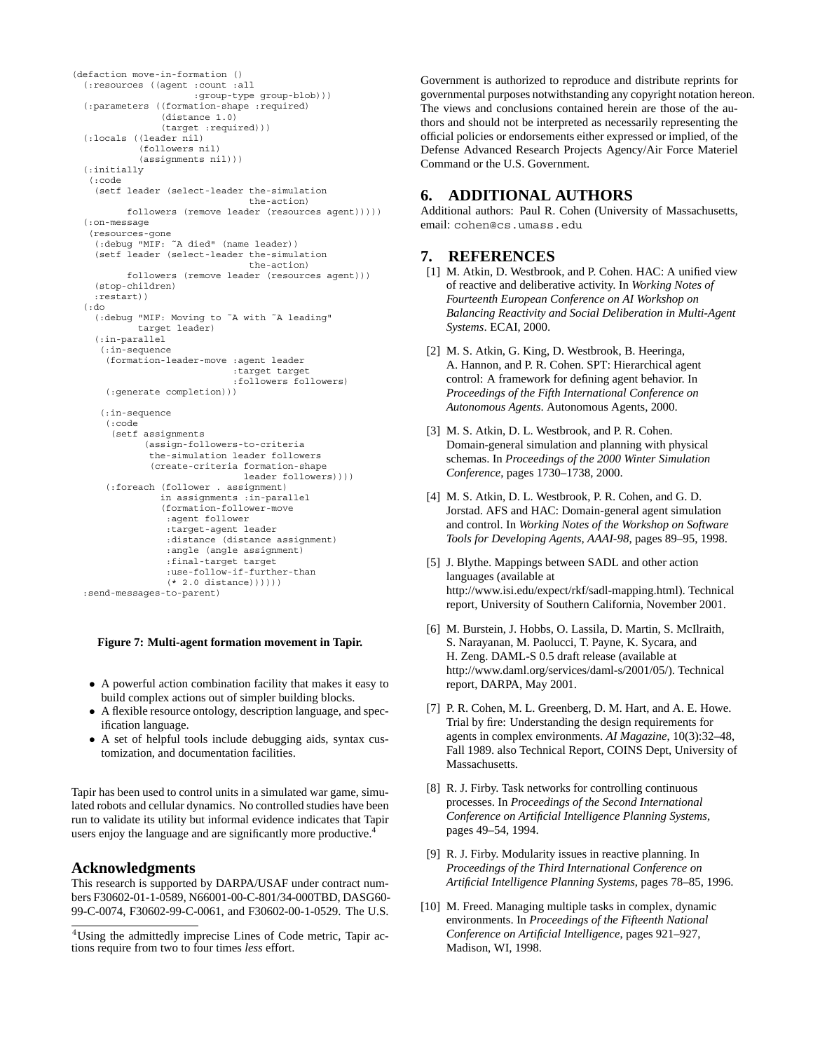```
(defaction move-in-formation ()
  (:resources ((agent :count :all
                      :group-type group-blob)))
  (:parameters ((formation-shape :required)
                (distance 1.0)
                (target :required)))
  (:locals ((leader nil)
            (followers nil)
            (assignments nil)))
  (:initially
   (:code
    (setf leader (select-leader the-simulation
                                the-action)
          followers (remove leader (resources agent)))))
  (:on-message
   (resources-gone
    (:debug "MIF: ~A died" (name leader))
    (setf leader (select-leader the-simulation
                                the-action)
          followers (remove leader (resources agent)))
    (stop-children)
    :restart))
  (:do
    (:debug "MIF: Moving to ~A with ~A leading"
            target leader)
    (:in-parallel
     (:in-sequence
      (formation-leader-move :agent leader
                             :target target
                             :followers followers)
      (:generate completion)))

     (:in-sequence
      (:code
       (setf assignments
             (assign-followers-to-criteria
              the-simulation leader followers
              (create-criteria formation-shape
                               leader followers))))
      (:foreach (follower . assignment)
                in assignments :in-parallel
                (formation-follower-move
                 :agent follower
                 :target-agent leader
                 :distance (distance assignment)
                 :angle (angle assignment)
                 :final-target target
                 :use-follow-if-further-than
                 (* 2.0 distance))))))
  :send-messages-to-parent)
```

**Figure 7: Multi-agent formation movement in Tapir.**

- A powerful action combination facility that makes it easy to build complex actions out of simpler building blocks.
- A flexible resource ontology, description language, and specification language.
- A set of helpful tools include debugging aids, syntax customization, and documentation facilities.

Tapir has been used to control units in a simulated war game, simulated robots and cellular dynamics. No controlled studies have been run to validate its utility but informal evidence indicates that Tapir users enjoy the language and are significantly more productive.[4]

## Acknowledgments

This research is supported by DARPA/USAF under contract numbers F30602-01-1-0589, N66001-00-C-801/34-000TBD, DASG60-99-C-0074, F30602-99-C-0061, and F30602-00-1-0529. The U.S. Government is authorized to reproduce and distribute reprints for governmental purposes notwithstanding any copyright notation hereon. The views and conclusions contained herein are those of the authors and should not be interpreted as necessarily representing the official policies or endorsements either expressed or implied, of the Defense Advanced Research Projects Agency/Air Force Materiel Command or the U.S. Government.

[4]Using the admittedly imprecise Lines of Code metric, Tapir actions require from two to four times *less* effort.

## 6. ADDITIONAL AUTHORS

Additional authors: Paul R. Cohen (University of Massachusetts, email: cohen@cs.umass.edu

## 7. REFERENCES

[1] M. Atkin, D. Westbrook, and P. Cohen. HAC: A unified view of reactive and deliberative activity. In *Working Notes of Fourteenth European Conference on AI Workshop on Balancing Reactivity and Social Deliberation in Multi-Agent Systems*. ECAI, 2000.

[2] M. S. Atkin, G. King, D. Westbrook, B. Heeringa, A. Hannon, and P. R. Cohen. SPT: Hierarchical agent control: A framework for defining agent behavior. In *Proceedings of the Fifth International Conference on Autonomous Agents*. Autonomous Agents, 2000.

[3] M. S. Atkin, D. L. Westbrook, and P. R. Cohen. Domain-general simulation and planning with physical schemas. In *Proceedings of the 2000 Winter Simulation Conference*, pages 1730–1738, 2000.

[4] M. S. Atkin, D. L. Westbrook, P. R. Cohen, and G. D. Jorstad. AFS and HAC: Domain-general agent simulation and control. In *Working Notes of the Workshop on Software Tools for Developing Agents, AAAI-98*, pages 89–95, 1998.

[5] J. Blythe. Mappings between SADL and other action languages (available at http://www.isi.edu/expect/rkf/sadl-mapping.html). Technical report, University of Southern California, November 2001.

[6] M. Burstein, J. Hobbs, O. Lassila, D. Martin, S. McIlraith, S. Narayanan, M. Paolucci, T. Payne, K. Sycara, and H. Zeng. DAML-S 0.5 draft release (available at http://www.daml.org/services/daml-s/2001/05/). Technical report, DARPA, May 2001.

[7] P. R. Cohen, M. L. Greenberg, D. M. Hart, and A. E. Howe. Trial by fire: Understanding the design requirements for agents in complex environments. *AI Magazine*, 10(3):32–48, Fall 1989. also Technical Report, COINS Dept, University of Massachusetts.

[8] R. J. Firby. Task networks for controlling continuous processes. In *Proceedings of the Second International Conference on Artificial Intelligence Planning Systems*, pages 49–54, 1994.

[9] R. J. Firby. Modularity issues in reactive planning. In *Proceedings of the Third International Conference on Artificial Intelligence Planning Systems*, pages 78–85, 1996.

[10] M. Freed. Managing multiple tasks in complex, dynamic environments. In *Proceedings of the Fifteenth National Conference on Artificial Intelligence*, pages 921–927, Madison, WI, 1998.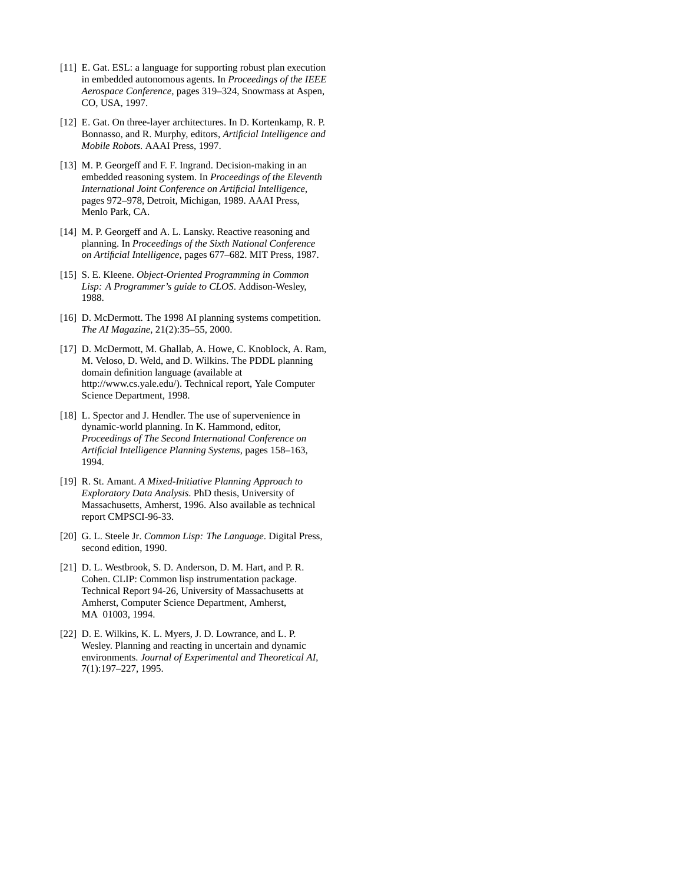[11] E. Gat. ESL: a language for supporting robust plan execution in embedded autonomous agents. In *Proceedings of the IEEE Aerospace Conference*, pages 319–324, Snowmass at Aspen, CO, USA, 1997.

[12] E. Gat. On three-layer architectures. In D. Kortenkamp, R. P. Bonnasso, and R. Murphy, editors, *Artificial Intelligence and Mobile Robots*. AAAI Press, 1997.

[13] M. P. Georgeff and F. F. Ingrand. Decision-making in an embedded reasoning system. In *Proceedings of the Eleventh International Joint Conference on Artificial Intelligence*, pages 972–978, Detroit, Michigan, 1989. AAAI Press, Menlo Park, CA.

[14] M. P. Georgeff and A. L. Lansky. Reactive reasoning and planning. In *Proceedings of the Sixth National Conference on Artificial Intelligence*, pages 677–682. MIT Press, 1987.

[15] S. E. Kleene. *Object-Oriented Programming in Common Lisp: A Programmer's guide to CLOS*. Addison-Wesley, 1988.

[16] D. McDermott. The 1998 AI planning systems competition. *The AI Magazine*, 21(2):35–55, 2000.

[17] D. McDermott, M. Ghallab, A. Howe, C. Knoblock, A. Ram, M. Veloso, D. Weld, and D. Wilkins. The PDDL planning domain definition language (available at http://www.cs.yale.edu/). Technical report, Yale Computer Science Department, 1998.

[18] L. Spector and J. Hendler. The use of supervenience in dynamic-world planning. In K. Hammond, editor, *Proceedings of The Second International Conference on Artificial Intelligence Planning Systems*, pages 158–163, 1994.

[19] R. St. Amant. *A Mixed-Initiative Planning Approach to Exploratory Data Analysis*. PhD thesis, University of Massachusetts, Amherst, 1996. Also available as technical report CMPSCI-96-33.

[20] G. L. Steele Jr. *Common Lisp: The Language*. Digital Press, second edition, 1990.

[21] D. L. Westbrook, S. D. Anderson, D. M. Hart, and P. R. Cohen. CLIP: Common lisp instrumentation package. Technical Report 94-26, University of Massachusetts at Amherst, Computer Science Department, Amherst, MA 01003, 1994.

[22] D. E. Wilkins, K. L. Myers, J. D. Lowrance, and L. P. Wesley. Planning and reacting in uncertain and dynamic environments. *Journal of Experimental and Theoretical AI*, 7(1):197–227, 1995.